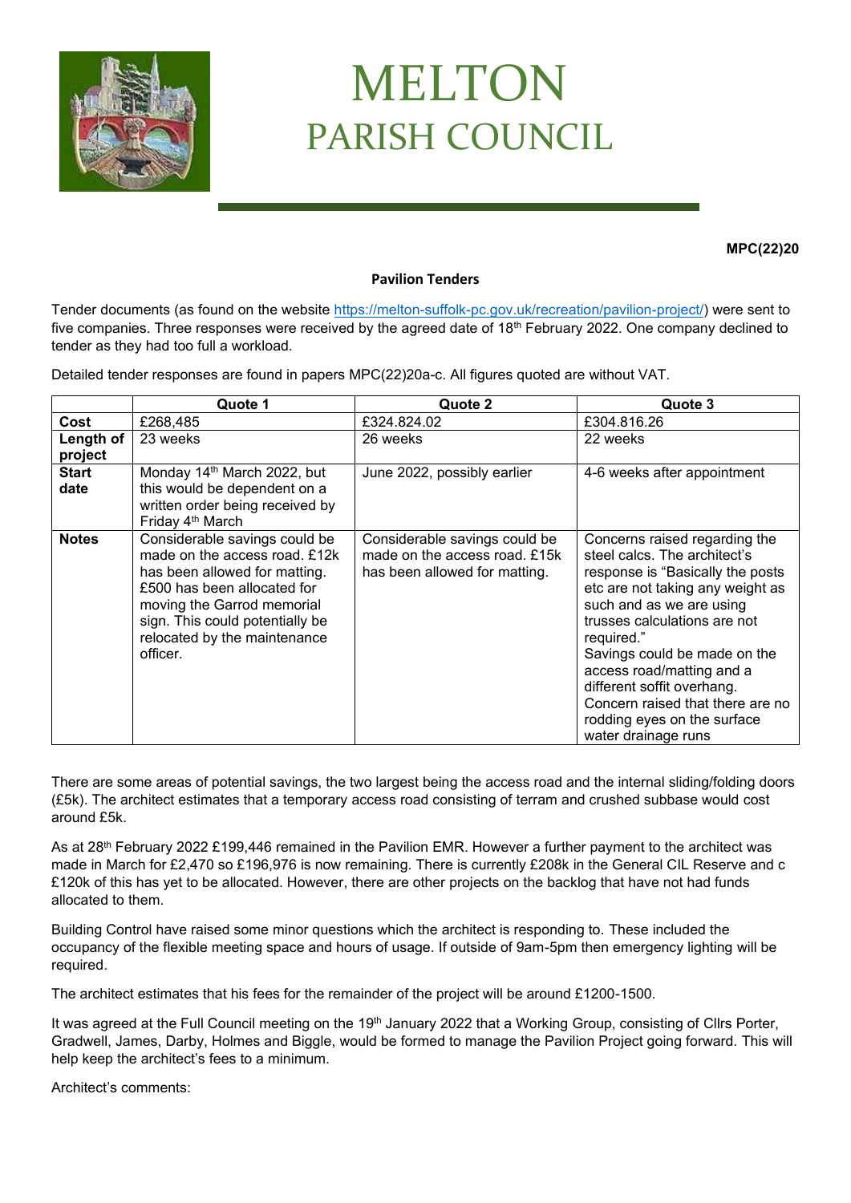# MELTON
## PARISH COUNCIL

**MPC(22)20**

**Pavilion Tenders**

Tender documents (as found on the website https://melton-suffolk-pc.gov.uk/recreation/pavilion-project/) were sent to five companies. Three responses were received by the agreed date of 18th February 2022. One company declined to tender as they had too full a workload.

Detailed tender responses are found in papers MPC(22)20a-c. All figures quoted are without VAT.

| | Quote 1 | Quote 2 | Quote 3 |
|---|---|---|---|
| **Cost** | £268,485 | £324.824.02 | £304.816.26 |
| **Length of project** | 23 weeks | 26 weeks | 22 weeks |
| **Start date** | Monday 14th March 2022, but this would be dependent on a written order being received by Friday 4th March | June 2022, possibly earlier | 4-6 weeks after appointment |
| **Notes** | Considerable savings could be made on the access road. £12k has been allowed for matting. £500 has been allocated for moving the Garrod memorial sign. This could potentially be relocated by the maintenance officer. | Considerable savings could be made on the access road. £15k has been allowed for matting. | Concerns raised regarding the steel calcs. The architect's response is "Basically the posts etc are not taking any weight as such and as we are using trusses calculations are not required." Savings could be made on the access road/matting and a different soffit overhang. Concern raised that there are no rodding eyes on the surface water drainage runs |

There are some areas of potential savings, the two largest being the access road and the internal sliding/folding doors (£5k). The architect estimates that a temporary access road consisting of terram and crushed subbase would cost around £5k.

As at 28th February 2022 £199,446 remained in the Pavilion EMR. However a further payment to the architect was made in March for £2,470 so £196,976 is now remaining. There is currently £208k in the General CIL Reserve and c £120k of this has yet to be allocated. However, there are other projects on the backlog that have not had funds allocated to them.

Building Control have raised some minor questions which the architect is responding to. These included the occupancy of the flexible meeting space and hours of usage. If outside of 9am-5pm then emergency lighting will be required.

The architect estimates that his fees for the remainder of the project will be around £1200-1500.

It was agreed at the Full Council meeting on the 19th January 2022 that a Working Group, consisting of Cllrs Porter, Gradwell, James, Darby, Holmes and Biggle, would be formed to manage the Pavilion Project going forward. This will help keep the architect's fees to a minimum.

Architect's comments: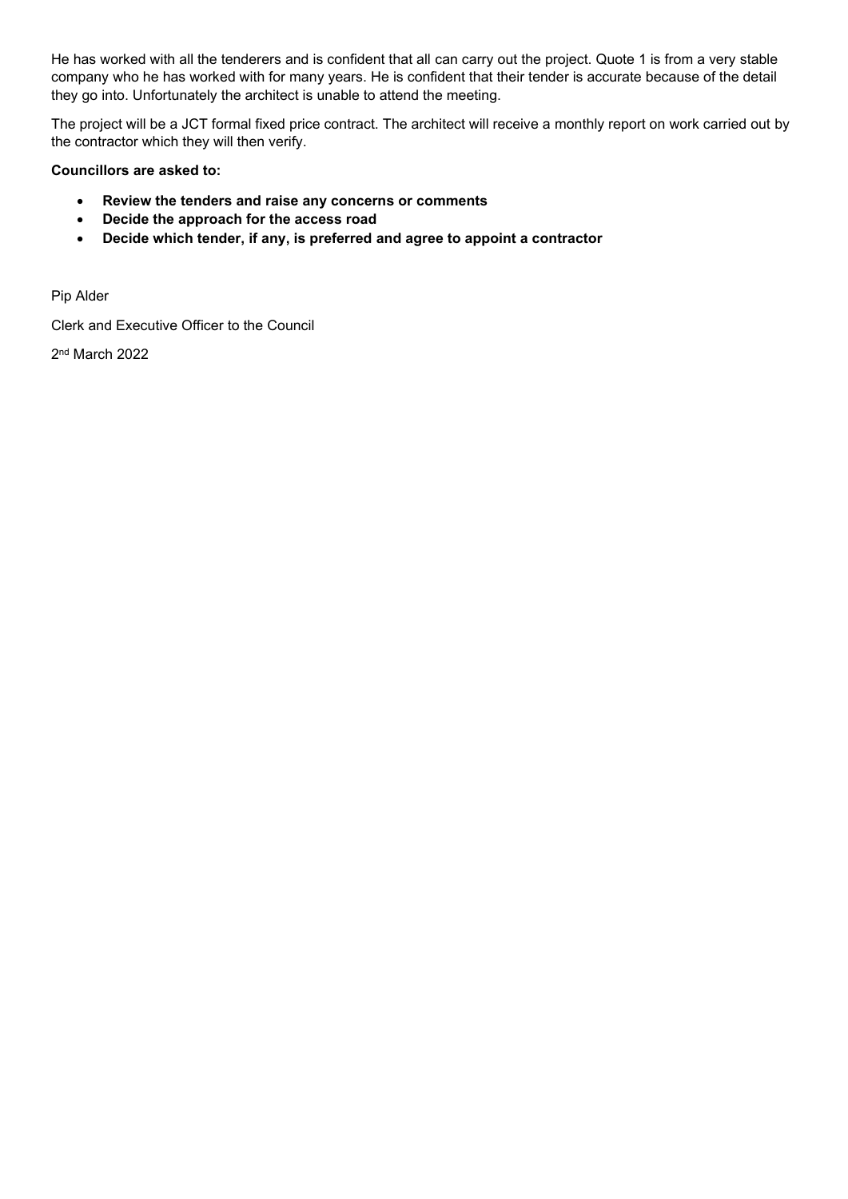He has worked with all the tenderers and is confident that all can carry out the project. Quote 1 is from a very stable company who he has worked with for many years. He is confident that their tender is accurate because of the detail they go into. Unfortunately the architect is unable to attend the meeting.

The project will be a JCT formal fixed price contract. The architect will receive a monthly report on work carried out by the contractor which they will then verify.

**Councillors are asked to:**

- **Review the tenders and raise any concerns or comments**
- **Decide the approach for the access road**
- **Decide which tender, if any, is preferred and agree to appoint a contractor**

Pip Alder

Clerk and Executive Officer to the Council

2nd March 2022